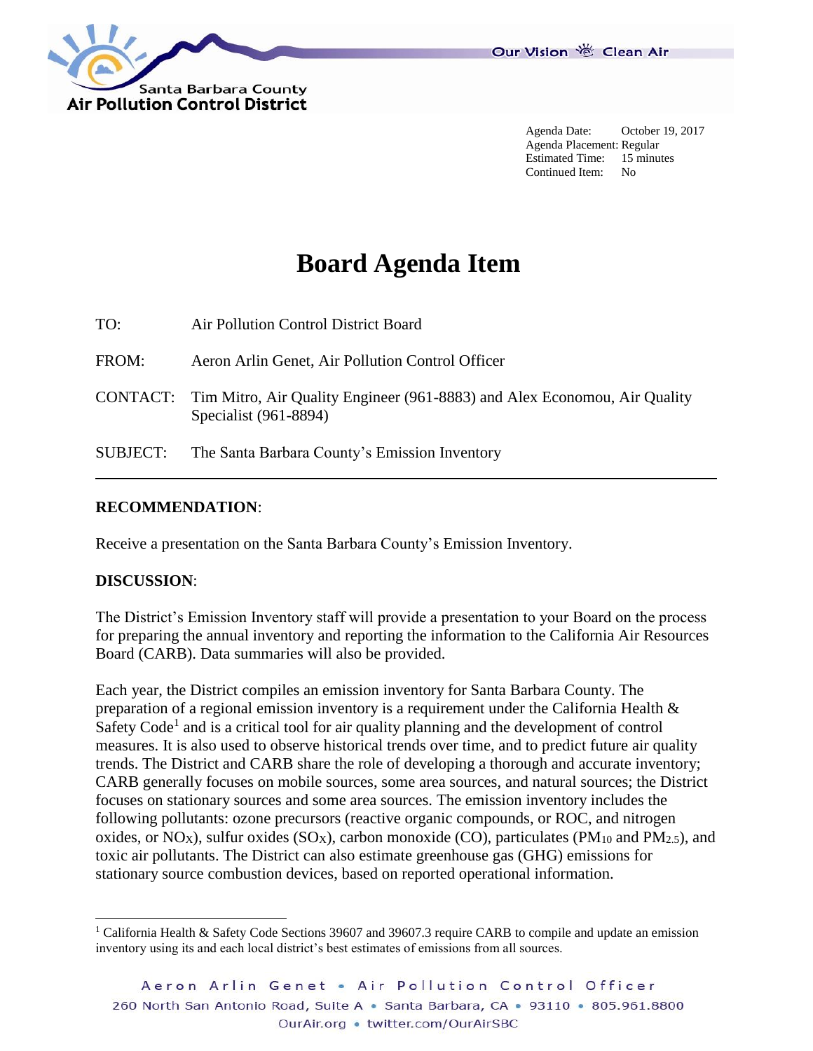Santa Barbara County
**Air Pollution Control District**

Our Vision Clean Air

Agenda Date: October 19, 2017
Agenda Placement: Regular
Estimated Time: 15 minutes
Continued Item: No

# Board Agenda Item

TO: Air Pollution Control District Board

FROM: Aeron Arlin Genet, Air Pollution Control Officer

CONTACT: Tim Mitro, Air Quality Engineer (961-8883) and Alex Economou, Air Quality Specialist (961-8894)

SUBJECT: The Santa Barbara County's Emission Inventory

---

**RECOMMENDATION**:

Receive a presentation on the Santa Barbara County's Emission Inventory.

**DISCUSSION**:

The District's Emission Inventory staff will provide a presentation to your Board on the process for preparing the annual inventory and reporting the information to the California Air Resources Board (CARB). Data summaries will also be provided.

Each year, the District compiles an emission inventory for Santa Barbara County. The preparation of a regional emission inventory is a requirement under the California Health & Safety Code[1] and is a critical tool for air quality planning and the development of control measures. It is also used to observe historical trends over time, and to predict future air quality trends. The District and CARB share the role of developing a thorough and accurate inventory; CARB generally focuses on mobile sources, some area sources, and natural sources; the District focuses on stationary sources and some area sources. The emission inventory includes the following pollutants: ozone precursors (reactive organic compounds, or ROC, and nitrogen oxides, or $NO_X$), sulfur oxides ($SO_X$), carbon monoxide (CO), particulates ($PM_{10}$ and $PM_{2.5}$), and toxic air pollutants. The District can also estimate greenhouse gas (GHG) emissions for stationary source combustion devices, based on reported operational information.

[1] California Health & Safety Code Sections 39607 and 39607.3 require CARB to compile and update an emission inventory using its and each local district's best estimates of emissions from all sources.

Aeron Arlin Genet • Air Pollution Control Officer
260 North San Antonio Road, Suite A • Santa Barbara, CA • 93110 • 805.961.8800
OurAir.org • twitter.com/OurAirSBC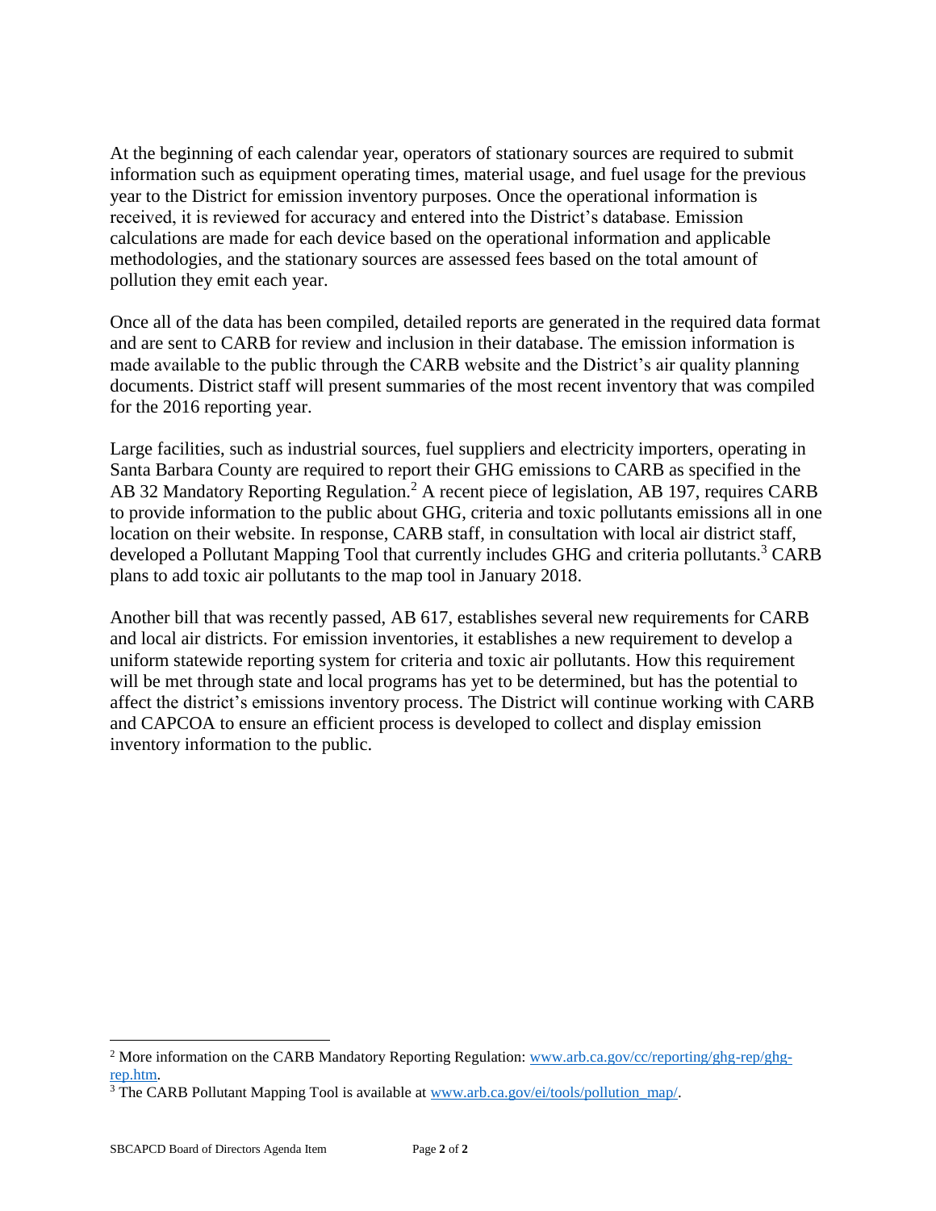At the beginning of each calendar year, operators of stationary sources are required to submit information such as equipment operating times, material usage, and fuel usage for the previous year to the District for emission inventory purposes. Once the operational information is received, it is reviewed for accuracy and entered into the District's database. Emission calculations are made for each device based on the operational information and applicable methodologies, and the stationary sources are assessed fees based on the total amount of pollution they emit each year.

Once all of the data has been compiled, detailed reports are generated in the required data format and are sent to CARB for review and inclusion in their database. The emission information is made available to the public through the CARB website and the District's air quality planning documents. District staff will present summaries of the most recent inventory that was compiled for the 2016 reporting year.

Large facilities, such as industrial sources, fuel suppliers and electricity importers, operating in Santa Barbara County are required to report their GHG emissions to CARB as specified in the AB 32 Mandatory Reporting Regulation.[2] A recent piece of legislation, AB 197, requires CARB to provide information to the public about GHG, criteria and toxic pollutants emissions all in one location on their website. In response, CARB staff, in consultation with local air district staff, developed a Pollutant Mapping Tool that currently includes GHG and criteria pollutants.[3] CARB plans to add toxic air pollutants to the map tool in January 2018.

Another bill that was recently passed, AB 617, establishes several new requirements for CARB and local air districts. For emission inventories, it establishes a new requirement to develop a uniform statewide reporting system for criteria and toxic air pollutants. How this requirement will be met through state and local programs has yet to be determined, but has the potential to affect the district's emissions inventory process. The District will continue working with CARB and CAPCOA to ensure an efficient process is developed to collect and display emission inventory information to the public.

---

[2] More information on the CARB Mandatory Reporting Regulation: www.arb.ca.gov/cc/reporting/ghg-rep/ghg-rep.htm.

[3] The CARB Pollutant Mapping Tool is available at www.arb.ca.gov/ei/tools/pollution_map/.